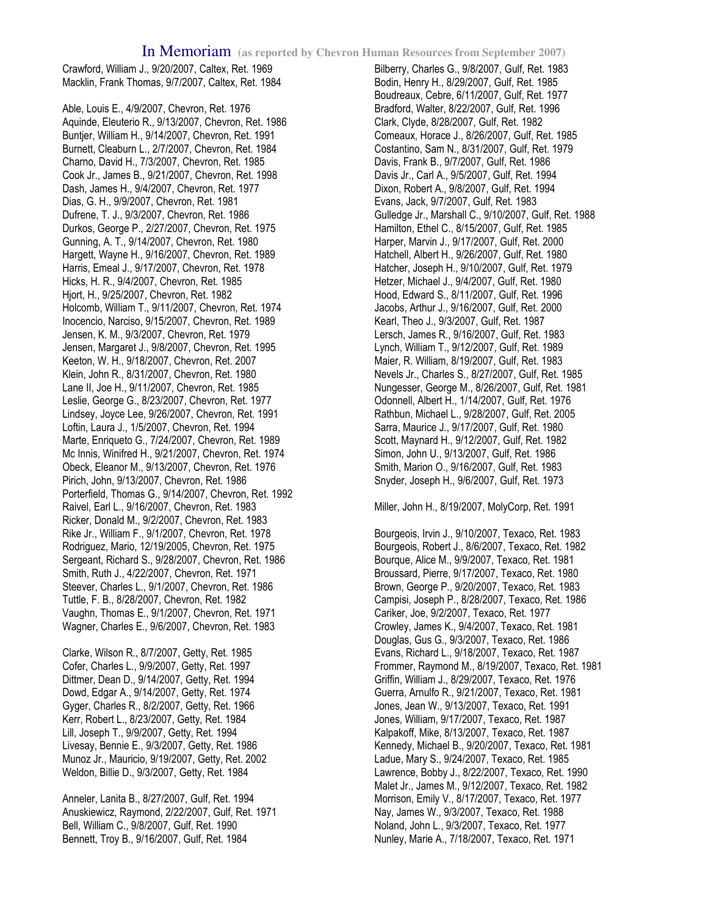# In Memoriam (as reported by Chevron Human Resources from September 2007)

Crawford, William J., 9/20/2007, Caltex, Ret. 1969
Macklin, Frank Thomas, 9/7/2007, Caltex, Ret. 1984

Able, Louis E., 4/9/2007, Chevron, Ret. 1976
Aquinde, Eleuterio R., 9/13/2007, Chevron, Ret. 1986
Buntjer, William H., 9/14/2007, Chevron, Ret. 1991
Burnett, Cleaburn L., 2/7/2007, Chevron, Ret. 1984
Charno, David H., 7/3/2007, Chevron, Ret. 1985
Cook Jr., James B., 9/21/2007, Chevron, Ret. 1998
Dash, James H., 9/4/2007, Chevron, Ret. 1977
Dias, G. H., 9/9/2007, Chevron, Ret. 1981
Dufrene, T. J., 9/3/2007, Chevron, Ret. 1986
Durkos, George P., 2/27/2007, Chevron, Ret. 1975
Gunning, A. T., 9/14/2007, Chevron, Ret. 1980
Hargett, Wayne H., 9/16/2007, Chevron, Ret. 1989
Harris, Emeal J., 9/17/2007, Chevron, Ret. 1978
Hicks, H. R., 9/4/2007, Chevron, Ret. 1985
Hjort, H., 9/25/2007, Chevron, Ret. 1982
Holcomb, William T., 9/11/2007, Chevron, Ret. 1974
Inocencio, Narciso, 9/15/2007, Chevron, Ret. 1989
Jensen, K. M., 9/3/2007, Chevron, Ret. 1979
Jensen, Margaret J., 9/8/2007, Chevron, Ret. 1995
Keeton, W. H., 9/18/2007, Chevron, Ret. 2007
Klein, John R., 8/31/2007, Chevron, Ret. 1980
Lane II, Joe H., 9/11/2007, Chevron, Ret. 1985
Leslie, George G., 8/23/2007, Chevron, Ret. 1977
Lindsey, Joyce Lee, 9/26/2007, Chevron, Ret. 1991
Loftin, Laura J., 1/5/2007, Chevron, Ret. 1994
Marte, Enriqueto G., 7/24/2007, Chevron, Ret. 1989
Mc Innis, Winifred H., 9/21/2007, Chevron, Ret. 1974
Obeck, Eleanor M., 9/13/2007, Chevron, Ret. 1976
Pirich, John, 9/13/2007, Chevron, Ret. 1986
Porterfield, Thomas G., 9/14/2007, Chevron, Ret. 1992
Raivel, Earl L., 9/16/2007, Chevron, Ret. 1983
Ricker, Donald M., 9/2/2007, Chevron, Ret. 1983
Rike Jr., William F., 9/1/2007, Chevron, Ret. 1978
Rodriguez, Mario, 12/19/2005, Chevron, Ret. 1975
Sergeant, Richard S., 9/28/2007, Chevron, Ret. 1986
Smith, Ruth J., 4/22/2007, Chevron, Ret. 1971
Steever, Charles L., 9/1/2007, Chevron, Ret. 1986
Tuttle, F. B., 8/28/2007, Chevron, Ret. 1982
Vaughn, Thomas E., 9/1/2007, Chevron, Ret. 1971
Wagner, Charles E., 9/6/2007, Chevron, Ret. 1983

Clarke, Wilson R., 8/7/2007, Getty, Ret. 1985
Cofer, Charles L., 9/9/2007, Getty, Ret. 1997
Dittmer, Dean D., 9/14/2007, Getty, Ret. 1994
Dowd, Edgar A., 9/14/2007, Getty, Ret. 1974
Gyger, Charles R., 8/2/2007, Getty, Ret. 1966
Kerr, Robert L., 8/23/2007, Getty, Ret. 1984
Lill, Joseph T., 9/9/2007, Getty, Ret. 1994
Livesay, Bennie E., 9/3/2007, Getty, Ret. 1986
Munoz Jr., Mauricio, 9/19/2007, Getty, Ret. 2002
Weldon, Billie D., 9/3/2007, Getty, Ret. 1984

Anneler, Lanita B., 8/27/2007, Gulf, Ret. 1994
Anuskiewicz, Raymond, 2/22/2007, Gulf, Ret. 1971
Bell, William C., 9/8/2007, Gulf, Ret. 1990
Bennett, Troy B., 9/16/2007, Gulf, Ret. 1984
Bilberry, Charles G., 9/8/2007, Gulf, Ret. 1983
Bodin, Henry H., 8/29/2007, Gulf, Ret. 1985
Boudreaux, Cebre, 6/11/2007, Gulf, Ret. 1977
Bradford, Walter, 8/22/2007, Gulf, Ret. 1996
Clark, Clyde, 8/28/2007, Gulf, Ret. 1982
Comeaux, Horace J., 8/26/2007, Gulf, Ret. 1985
Costantino, Sam N., 8/31/2007, Gulf, Ret. 1979
Davis, Frank B., 9/7/2007, Gulf, Ret. 1986
Davis Jr., Carl A., 9/5/2007, Gulf, Ret. 1994
Dixon, Robert A., 9/8/2007, Gulf, Ret. 1994
Evans, Jack, 9/7/2007, Gulf, Ret. 1983
Gulledge Jr., Marshall C., 9/10/2007, Gulf, Ret. 1988
Hamilton, Ethel C., 8/15/2007, Gulf, Ret. 1985
Harper, Marvin J., 9/17/2007, Gulf, Ret. 2000
Hatchell, Albert H., 9/26/2007, Gulf, Ret. 1980
Hatcher, Joseph H., 9/10/2007, Gulf, Ret. 1979
Hetzer, Michael J., 9/4/2007, Gulf, Ret. 1980
Hood, Edward S., 8/11/2007, Gulf, Ret. 1996
Jacobs, Arthur J., 9/16/2007, Gulf, Ret. 2000
Kearl, Theo J., 9/3/2007, Gulf, Ret. 1987
Lersch, James R., 9/16/2007, Gulf, Ret. 1983
Lynch, William T., 9/12/2007, Gulf, Ret. 1989
Maier, R. William, 8/19/2007, Gulf, Ret. 1983
Nevels Jr., Charles S., 8/27/2007, Gulf, Ret. 1985
Nungesser, George M., 8/26/2007, Gulf, Ret. 1981
Odonnell, Albert H., 1/14/2007, Gulf, Ret. 1976
Rathbun, Michael L., 9/28/2007, Gulf, Ret. 2005
Sarra, Maurice J., 9/17/2007, Gulf, Ret. 1980
Scott, Maynard H., 9/12/2007, Gulf, Ret. 1982
Simon, John U., 9/13/2007, Gulf, Ret. 1986
Smith, Marion O., 9/16/2007, Gulf, Ret. 1983
Snyder, Joseph H., 9/6/2007, Gulf, Ret. 1973

Miller, John H., 8/19/2007, MolyCorp, Ret. 1991

Bourgeois, Irvin J., 9/10/2007, Texaco, Ret. 1983
Bourgeois, Robert J., 8/6/2007, Texaco, Ret. 1982
Bourque, Alice M., 9/9/2007, Texaco, Ret. 1981
Broussard, Pierre, 9/17/2007, Texaco, Ret. 1980
Brown, George P., 9/20/2007, Texaco, Ret. 1983
Campisi, Joseph P., 8/28/2007, Texaco, Ret. 1986
Cariker, Joe, 9/2/2007, Texaco, Ret. 1977
Crowley, James K., 9/4/2007, Texaco, Ret. 1981
Douglas, Gus G., 9/3/2007, Texaco, Ret. 1986
Evans, Richard L., 9/18/2007, Texaco, Ret. 1987
Frommer, Raymond M., 8/19/2007, Texaco, Ret. 1981
Griffin, William J., 8/29/2007, Texaco, Ret. 1976
Guerra, Arnulfo R., 9/21/2007, Texaco, Ret. 1981
Jones, Jean W., 9/13/2007, Texaco, Ret. 1991
Jones, William, 9/17/2007, Texaco, Ret. 1987
Kalpakoff, Mike, 8/13/2007, Texaco, Ret. 1987
Kennedy, Michael B., 9/20/2007, Texaco, Ret. 1981
Ladue, Mary S., 9/24/2007, Texaco, Ret. 1985
Lawrence, Bobby J., 8/22/2007, Texaco, Ret. 1990
Malet Jr., James M., 9/12/2007, Texaco, Ret. 1982
Morrison, Emily V., 8/17/2007, Texaco, Ret. 1977
Nay, James W., 9/3/2007, Texaco, Ret. 1988
Noland, John L., 9/3/2007, Texaco, Ret. 1977
Nunley, Marie A., 7/18/2007, Texaco, Ret. 1971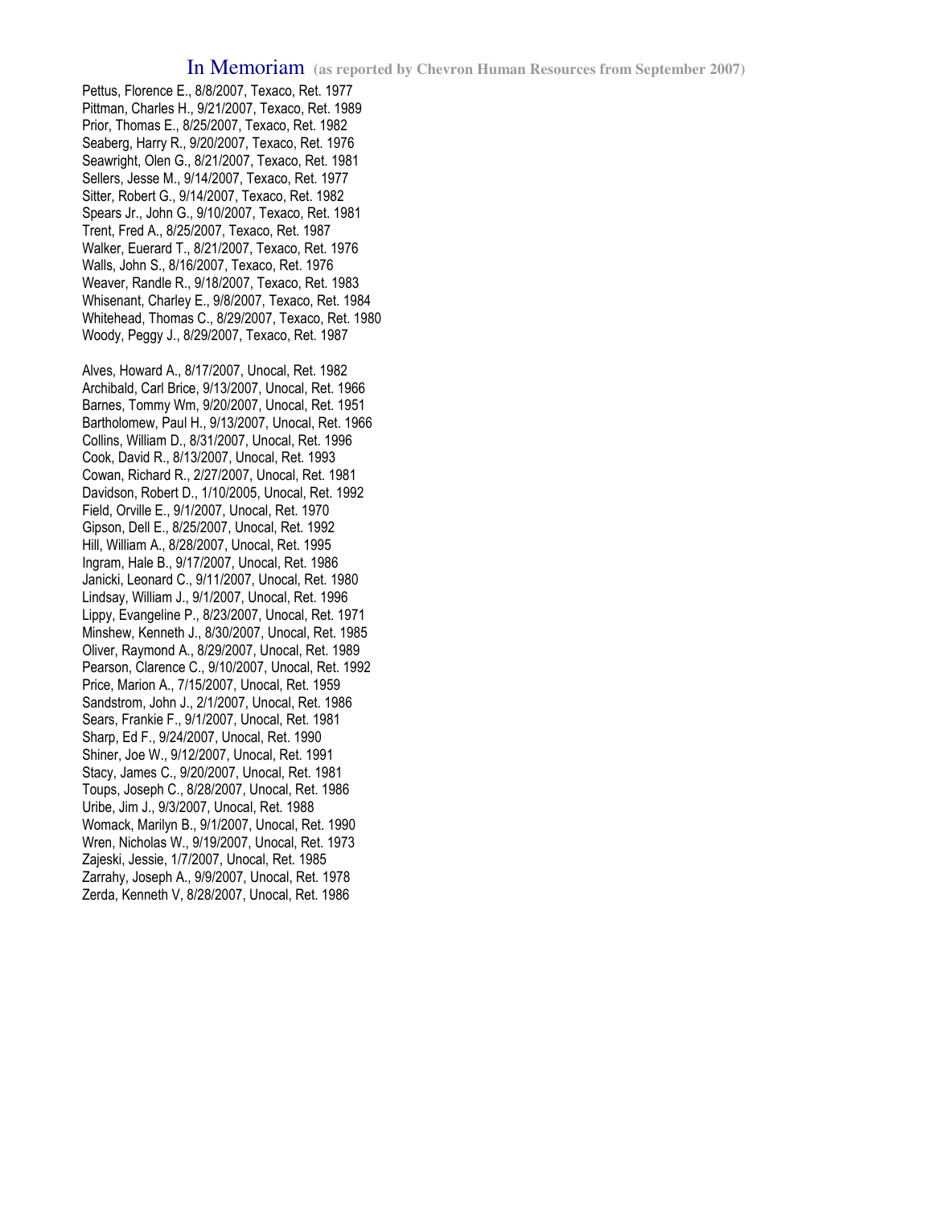# In Memoriam (as reported by Chevron Human Resources from September 2007)

Pettus, Florence E., 8/8/2007, Texaco, Ret. 1977
Pittman, Charles H., 9/21/2007, Texaco, Ret. 1989
Prior, Thomas E., 8/25/2007, Texaco, Ret. 1982
Seaberg, Harry R., 9/20/2007, Texaco, Ret. 1976
Seawright, Olen G., 8/21/2007, Texaco, Ret. 1981
Sellers, Jesse M., 9/14/2007, Texaco, Ret. 1977
Sitter, Robert G., 9/14/2007, Texaco, Ret. 1982
Spears Jr., John G., 9/10/2007, Texaco, Ret. 1981
Trent, Fred A., 8/25/2007, Texaco, Ret. 1987
Walker, Euerard T., 8/21/2007, Texaco, Ret. 1976
Walls, John S., 8/16/2007, Texaco, Ret. 1976
Weaver, Randle R., 9/18/2007, Texaco, Ret. 1983
Whisenant, Charley E., 9/8/2007, Texaco, Ret. 1984
Whitehead, Thomas C., 8/29/2007, Texaco, Ret. 1980
Woody, Peggy J., 8/29/2007, Texaco, Ret. 1987

Alves, Howard A., 8/17/2007, Unocal, Ret. 1982
Archibald, Carl Brice, 9/13/2007, Unocal, Ret. 1966
Barnes, Tommy Wm, 9/20/2007, Unocal, Ret. 1951
Bartholomew, Paul H., 9/13/2007, Unocal, Ret. 1966
Collins, William D., 8/31/2007, Unocal, Ret. 1996
Cook, David R., 8/13/2007, Unocal, Ret. 1993
Cowan, Richard R., 2/27/2007, Unocal, Ret. 1981
Davidson, Robert D., 1/10/2005, Unocal, Ret. 1992
Field, Orville E., 9/1/2007, Unocal, Ret. 1970
Gipson, Dell E., 8/25/2007, Unocal, Ret. 1992
Hill, William A., 8/28/2007, Unocal, Ret. 1995
Ingram, Hale B., 9/17/2007, Unocal, Ret. 1986
Janicki, Leonard C., 9/11/2007, Unocal, Ret. 1980
Lindsay, William J., 9/1/2007, Unocal, Ret. 1996
Lippy, Evangeline P., 8/23/2007, Unocal, Ret. 1971
Minshew, Kenneth J., 8/30/2007, Unocal, Ret. 1985
Oliver, Raymond A., 8/29/2007, Unocal, Ret. 1989
Pearson, Clarence C., 9/10/2007, Unocal, Ret. 1992
Price, Marion A., 7/15/2007, Unocal, Ret. 1959
Sandstrom, John J., 2/1/2007, Unocal, Ret. 1986
Sears, Frankie F., 9/1/2007, Unocal, Ret. 1981
Sharp, Ed F., 9/24/2007, Unocal, Ret. 1990
Shiner, Joe W., 9/12/2007, Unocal, Ret. 1991
Stacy, James C., 9/20/2007, Unocal, Ret. 1981
Toups, Joseph C., 8/28/2007, Unocal, Ret. 1986
Uribe, Jim J., 9/3/2007, Unocal, Ret. 1988
Womack, Marilyn B., 9/1/2007, Unocal, Ret. 1990
Wren, Nicholas W., 9/19/2007, Unocal, Ret. 1973
Zajeski, Jessie, 1/7/2007, Unocal, Ret. 1985
Zarrahy, Joseph A., 9/9/2007, Unocal, Ret. 1978
Zerda, Kenneth V, 8/28/2007, Unocal, Ret. 1986